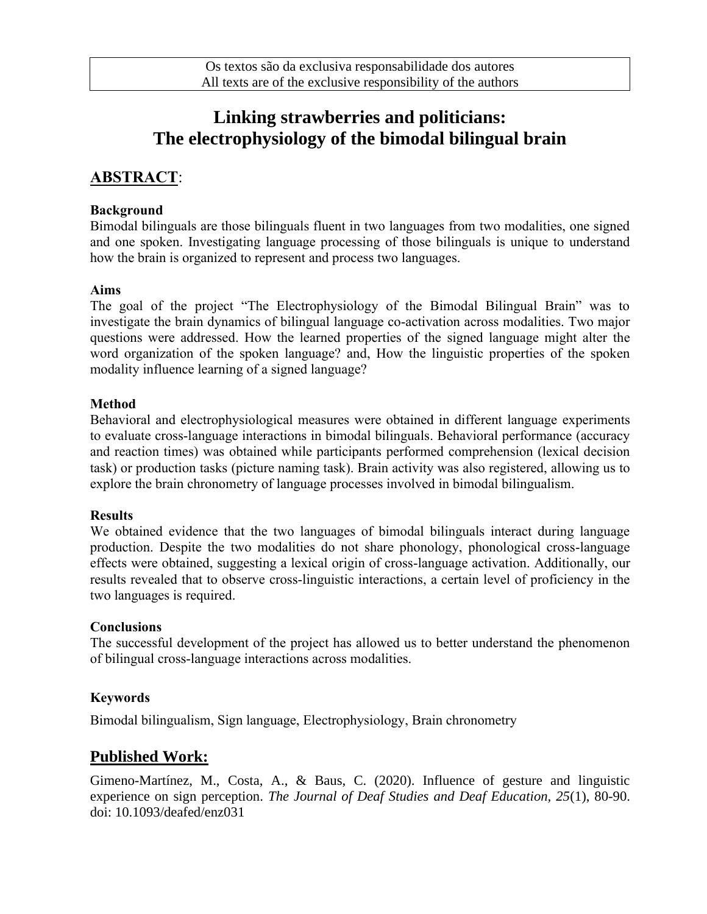Os textos são da exclusiva responsabilidade dos autores
All texts are of the exclusive responsibility of the authors

# Linking strawberries and politicians: The electrophysiology of the bimodal bilingual brain

## ABSTRACT:

### Background

Bimodal bilinguals are those bilinguals fluent in two languages from two modalities, one signed and one spoken. Investigating language processing of those bilinguals is unique to understand how the brain is organized to represent and process two languages.

### Aims

The goal of the project "The Electrophysiology of the Bimodal Bilingual Brain" was to investigate the brain dynamics of bilingual language co-activation across modalities. Two major questions were addressed. How the learned properties of the signed language might alter the word organization of the spoken language? and, How the linguistic properties of the spoken modality influence learning of a signed language?

### Method

Behavioral and electrophysiological measures were obtained in different language experiments to evaluate cross-language interactions in bimodal bilinguals. Behavioral performance (accuracy and reaction times) was obtained while participants performed comprehension (lexical decision task) or production tasks (picture naming task). Brain activity was also registered, allowing us to explore the brain chronometry of language processes involved in bimodal bilingualism.

### Results

We obtained evidence that the two languages of bimodal bilinguals interact during language production. Despite the two modalities do not share phonology, phonological cross-language effects were obtained, suggesting a lexical origin of cross-language activation. Additionally, our results revealed that to observe cross-linguistic interactions, a certain level of proficiency in the two languages is required.

### Conclusions

The successful development of the project has allowed us to better understand the phenomenon of bilingual cross-language interactions across modalities.

### Keywords

Bimodal bilingualism, Sign language, Electrophysiology, Brain chronometry

## Published Work:

Gimeno-Martínez, M., Costa, A., & Baus, C. (2020). Influence of gesture and linguistic experience on sign perception. *The Journal of Deaf Studies and Deaf Education, 25*(1), 80-90. doi: 10.1093/deafed/enz031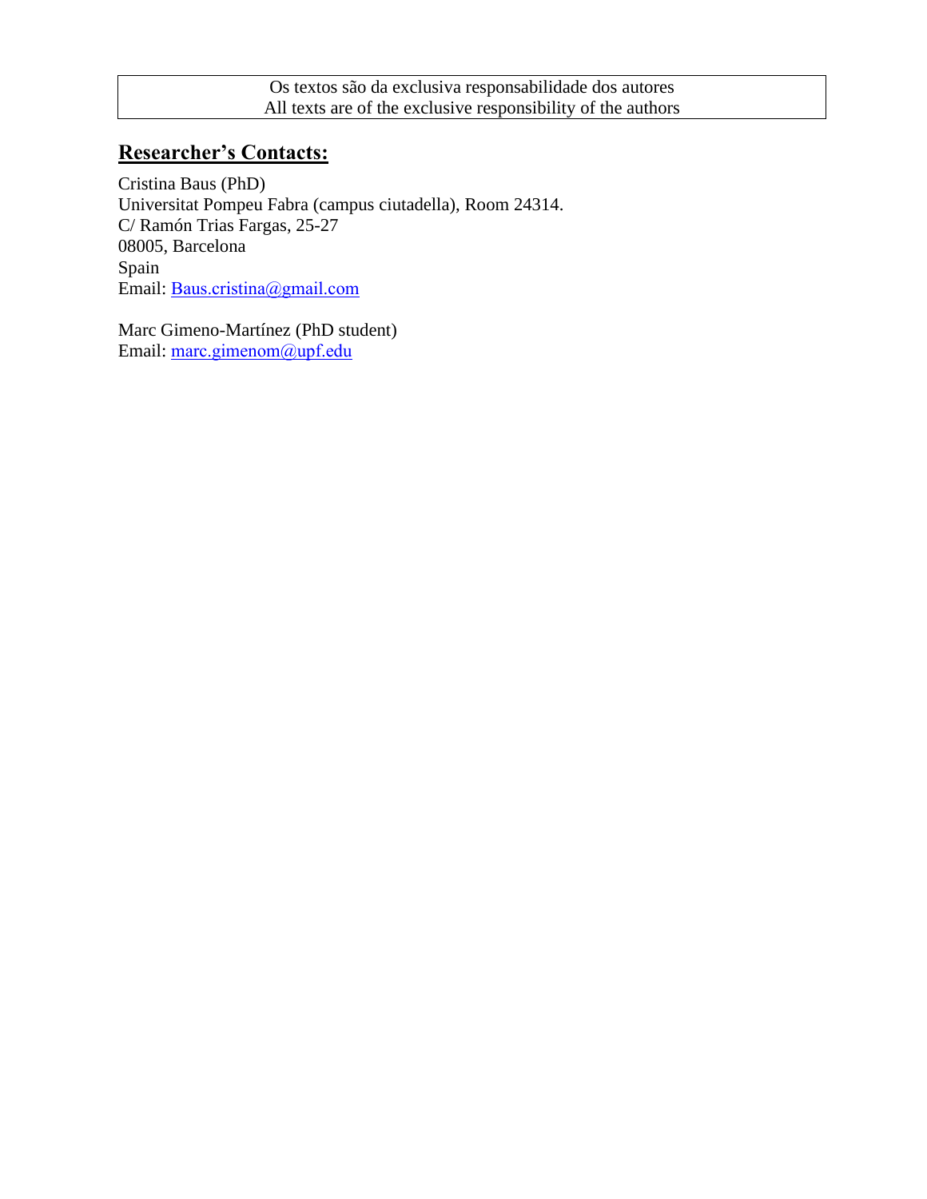Os textos são da exclusiva responsabilidade dos autores
All texts are of the exclusive responsibility of the authors

## Researcher's Contacts:

Cristina Baus (PhD)
Universitat Pompeu Fabra (campus ciutadella), Room 24314.
C/ Ramón Trias Fargas, 25-27
08005, Barcelona
Spain
Email: Baus.cristina@gmail.com

Marc Gimeno-Martínez (PhD student)
Email: marc.gimenom@upf.edu